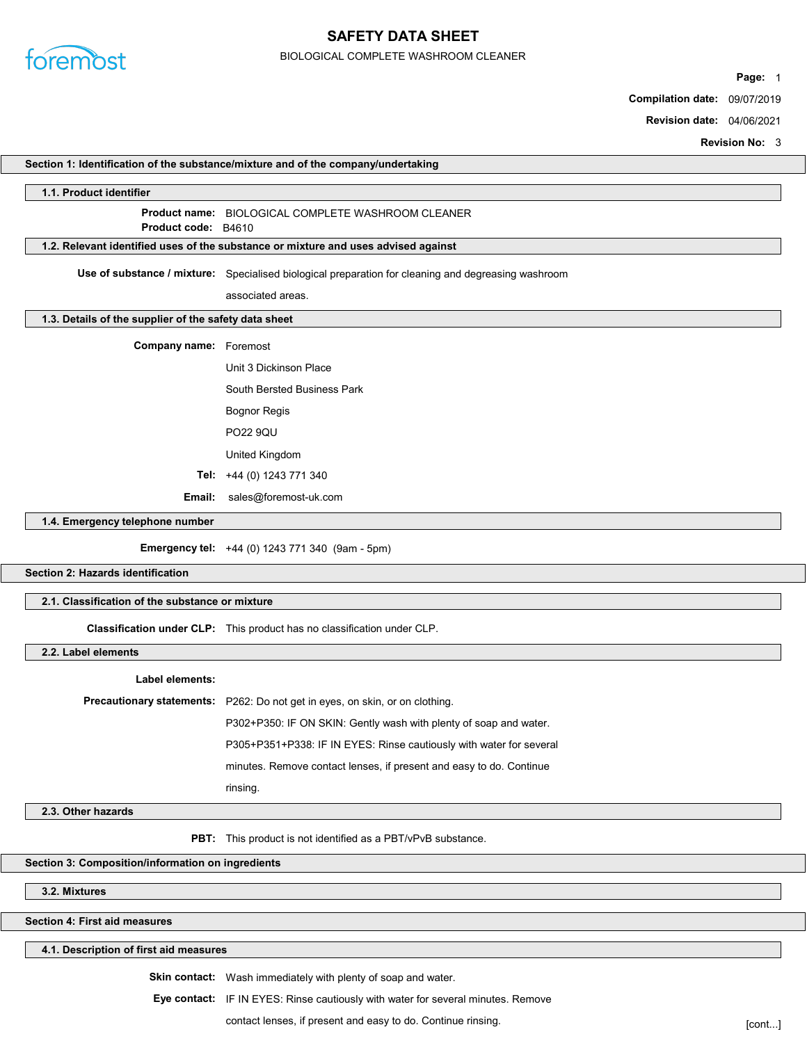# SAFETY DATA SHEET

BIOLOGICAL COMPLETE WASHROOM CLEANER

**Compilation date:** 09/07/2019

**Revision date:** 04/06/2021

**Revision No:** 3

## Section 1: Identification of the substance/mixture and of the company/undertaking

### 1.1. Product identifier

**Product name:** BIOLOGICAL COMPLETE WASHROOM CLEANER

**Product code:** B4610

### 1.2. Relevant identified uses of the substance or mixture and uses advised against

**Use of substance / mixture:** Specialised biological preparation for cleaning and degreasing washroom associated areas.

### 1.3. Details of the supplier of the safety data sheet

**Company name:** Foremost

Unit 3 Dickinson Place

South Bersted Business Park

Bognor Regis

PO22 9QU

United Kingdom

**Tel:** +44 (0) 1243 771 340

**Email:** sales@foremost-uk.com

### 1.4. Emergency telephone number

**Emergency tel:** +44 (0) 1243 771 340 (9am - 5pm)

## Section 2: Hazards identification

### 2.1. Classification of the substance or mixture

**Classification under CLP:** This product has no classification under CLP.

### 2.2. Label elements

**Label elements:**

**Precautionary statements:** P262: Do not get in eyes, on skin, or on clothing.

P302+P350: IF ON SKIN: Gently wash with plenty of soap and water.

P305+P351+P338: IF IN EYES: Rinse cautiously with water for several minutes. Remove contact lenses, if present and easy to do. Continue rinsing.

### 2.3. Other hazards

**PBT:** This product is not identified as a PBT/vPvB substance.

## Section 3: Composition/information on ingredients

### 3.2. Mixtures

## Section 4: First aid measures

### 4.1. Description of first aid measures

**Skin contact:** Wash immediately with plenty of soap and water.

**Eye contact:** IF IN EYES: Rinse cautiously with water for several minutes. Remove contact lenses, if present and easy to do. Continue rinsing.

[cont...]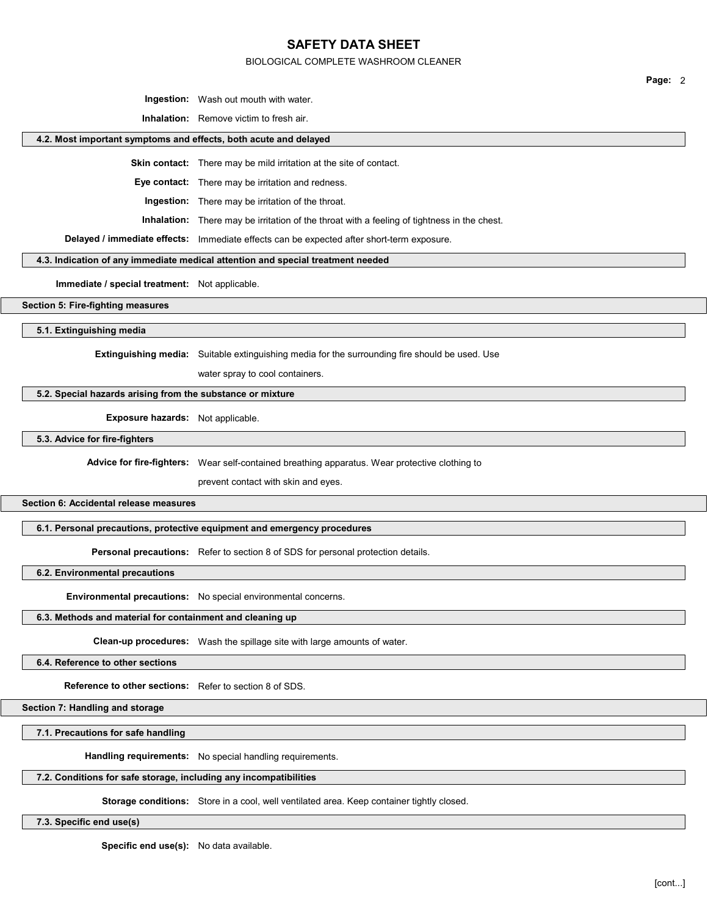**Ingestion:** Wash out mouth with water.

**Inhalation:** Remove victim to fresh air.

### 4.2. Most important symptoms and effects, both acute and delayed

**Skin contact:** There may be mild irritation at the site of contact.

**Eye contact:** There may be irritation and redness.

**Ingestion:** There may be irritation of the throat.

**Inhalation:** There may be irritation of the throat with a feeling of tightness in the chest.

**Delayed / immediate effects:** Immediate effects can be expected after short-term exposure.

### 4.3. Indication of any immediate medical attention and special treatment needed

**Immediate / special treatment:** Not applicable.

## Section 5: Fire-fighting measures

### 5.1. Extinguishing media

**Extinguishing media:** Suitable extinguishing media for the surrounding fire should be used. Use water spray to cool containers.

### 5.2. Special hazards arising from the substance or mixture

**Exposure hazards:** Not applicable.

### 5.3. Advice for fire-fighters

**Advice for fire-fighters:** Wear self-contained breathing apparatus. Wear protective clothing to prevent contact with skin and eyes.

## Section 6: Accidental release measures

### 6.1. Personal precautions, protective equipment and emergency procedures

**Personal precautions:** Refer to section 8 of SDS for personal protection details.

### 6.2. Environmental precautions

**Environmental precautions:** No special environmental concerns.

### 6.3. Methods and material for containment and cleaning up

**Clean-up procedures:** Wash the spillage site with large amounts of water.

### 6.4. Reference to other sections

**Reference to other sections:** Refer to section 8 of SDS.

## Section 7: Handling and storage

### 7.1. Precautions for safe handling

**Handling requirements:** No special handling requirements.

### 7.2. Conditions for safe storage, including any incompatibilities

**Storage conditions:** Store in a cool, well ventilated area. Keep container tightly closed.

### 7.3. Specific end use(s)

**Specific end use(s):** No data available.

[cont...]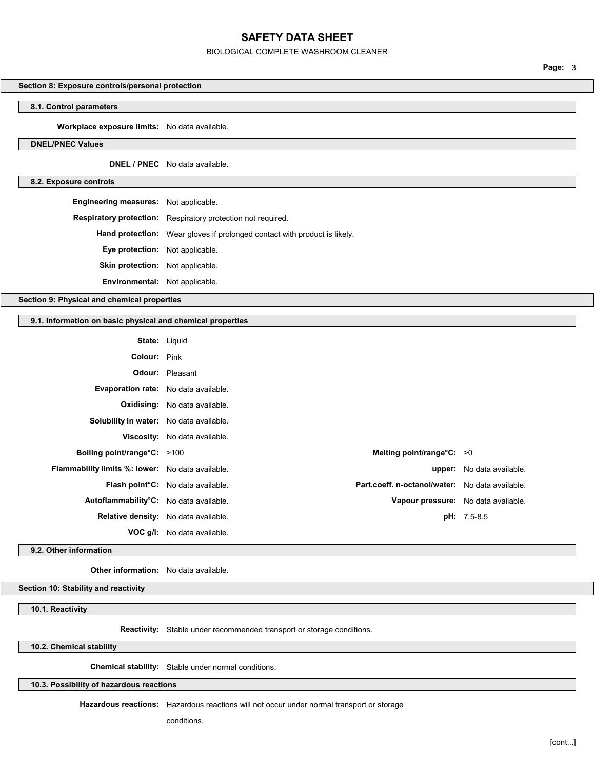## Section 8: Exposure controls/personal protection

### 8.1. Control parameters

**Workplace exposure limits:** No data available.

### DNEL/PNEC Values

**DNEL / PNEC** No data available.

### 8.2. Exposure controls

**Engineering measures:** Not applicable.

**Respiratory protection:** Respiratory protection not required.

**Hand protection:** Wear gloves if prolonged contact with product is likely.

**Eye protection:** Not applicable.

**Skin protection:** Not applicable.

**Environmental:** Not applicable.

## Section 9: Physical and chemical properties

### 9.1. Information on basic physical and chemical properties

**State:** Liquid

**Colour:** Pink

**Odour:** Pleasant

**Evaporation rate:** No data available.

**Oxidising:** No data available.

**Solubility in water:** No data available.

**Viscosity:** No data available.

| | | | |
|---|---|---|---|
| **Boiling point/range°C:** | >100 | **Melting point/range°C:** | >0 |
| **Flammability limits %: lower:** | No data available. | **upper:** | No data available. |
| **Flash point°C:** | No data available. | **Part.coeff. n-octanol/water:** | No data available. |
| **Autoflammability°C:** | No data available. | **Vapour pressure:** | No data available. |
| **Relative density:** | No data available. | **pH:** | 7.5-8.5 |
| **VOC g/l:** | No data available. | | |

### 9.2. Other information

**Other information:** No data available.

## Section 10: Stability and reactivity

### 10.1. Reactivity

**Reactivity:** Stable under recommended transport or storage conditions.

### 10.2. Chemical stability

**Chemical stability:** Stable under normal conditions.

### 10.3. Possibility of hazardous reactions

**Hazardous reactions:** Hazardous reactions will not occur under normal transport or storage conditions.

[cont...]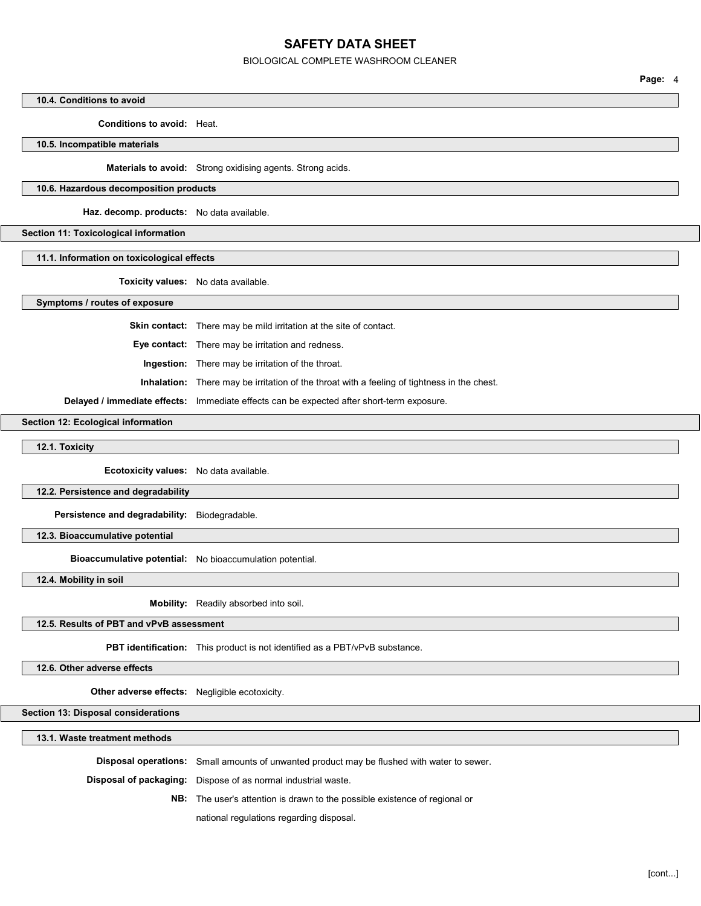### 10.4. Conditions to avoid

**Conditions to avoid:** Heat.

### 10.5. Incompatible materials

**Materials to avoid:** Strong oxidising agents. Strong acids.

### 10.6. Hazardous decomposition products

**Haz. decomp. products:** No data available.

## Section 11: Toxicological information

### 11.1. Information on toxicological effects

**Toxicity values:** No data available.

### Symptoms / routes of exposure

**Skin contact:** There may be mild irritation at the site of contact.

**Eye contact:** There may be irritation and redness.

**Ingestion:** There may be irritation of the throat.

**Inhalation:** There may be irritation of the throat with a feeling of tightness in the chest.

**Delayed / immediate effects:** Immediate effects can be expected after short-term exposure.

## Section 12: Ecological information

### 12.1. Toxicity

**Ecotoxicity values:** No data available.

### 12.2. Persistence and degradability

**Persistence and degradability:** Biodegradable.

### 12.3. Bioaccumulative potential

**Bioaccumulative potential:** No bioaccumulation potential.

### 12.4. Mobility in soil

**Mobility:** Readily absorbed into soil.

### 12.5. Results of PBT and vPvB assessment

**PBT identification:** This product is not identified as a PBT/vPvB substance.

### 12.6. Other adverse effects

**Other adverse effects:** Negligible ecotoxicity.

## Section 13: Disposal considerations

### 13.1. Waste treatment methods

**Disposal operations:** Small amounts of unwanted product may be flushed with water to sewer.

**Disposal of packaging:** Dispose of as normal industrial waste.

**NB:** The user's attention is drawn to the possible existence of regional or national regulations regarding disposal.

[cont...]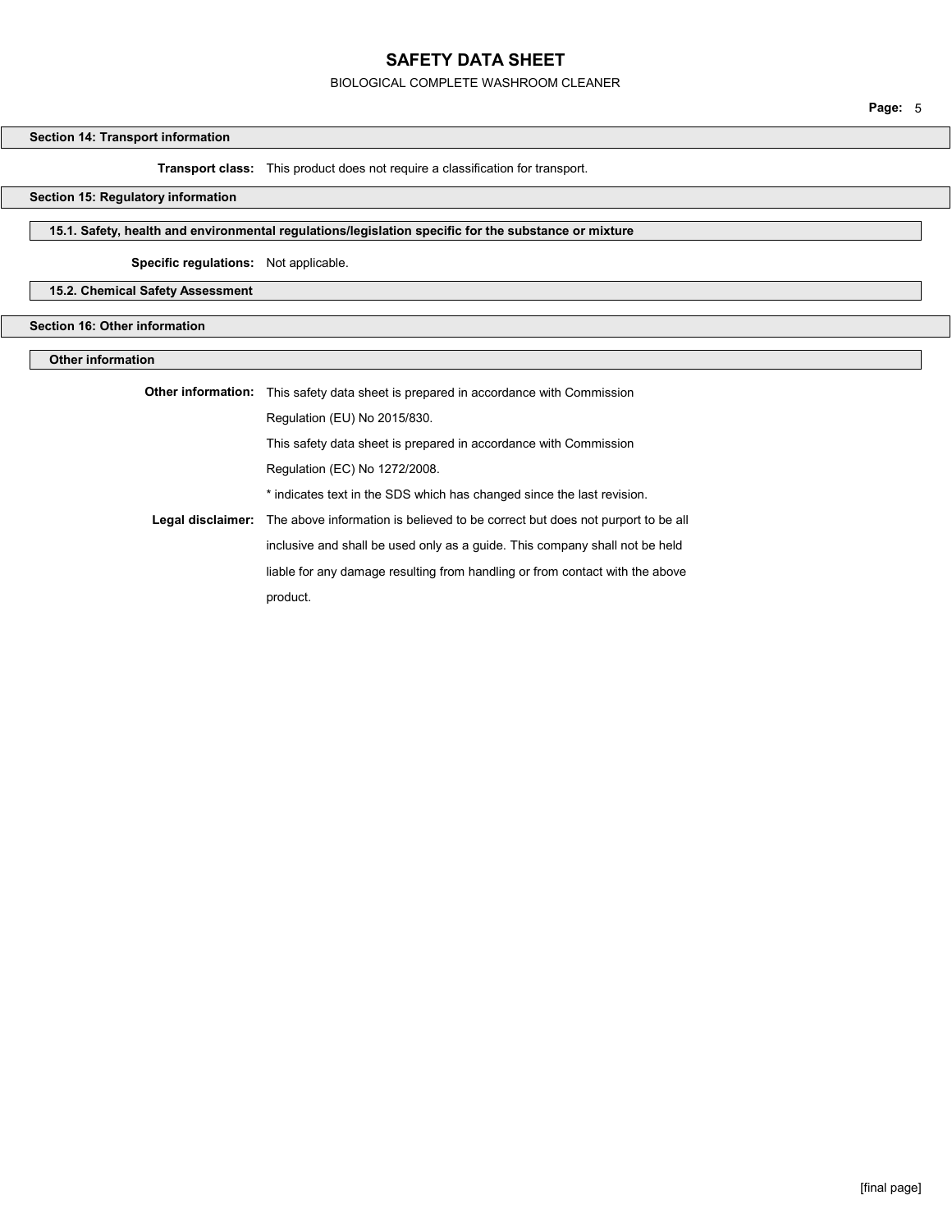## Section 14: Transport information

**Transport class:** This product does not require a classification for transport.

## Section 15: Regulatory information

### 15.1. Safety, health and environmental regulations/legislation specific for the substance or mixture

**Specific regulations:** Not applicable.

### 15.2. Chemical Safety Assessment

## Section 16: Other information

### Other information

**Other information:** This safety data sheet is prepared in accordance with Commission Regulation (EU) No 2015/830.

This safety data sheet is prepared in accordance with Commission Regulation (EC) No 1272/2008.

* indicates text in the SDS which has changed since the last revision.

**Legal disclaimer:** The above information is believed to be correct but does not purport to be all inclusive and shall be used only as a guide. This company shall not be held liable for any damage resulting from handling or from contact with the above product.

[final page]